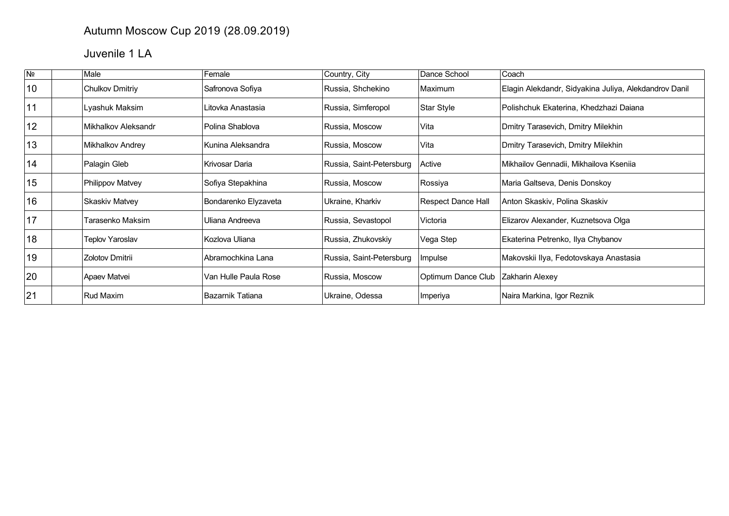# Autumn Moscow Cup 2019 (28.09.2019)

## Juvenile 1 LA

| № | | Male | Female | Country, City | Dance School | Coach |
|---|---|---|---|---|---|---|
| 10 | | Chulkov Dmitriy | Safronova Sofiya | Russia, Shchekino | Maximum | Elagin Alekdandr, Sidyakina Juliya, Alekdandrov Danil |
| 11 | | Lyashuk Maksim | Litovka Anastasia | Russia, Simferopol | Star Style | Polishchuk Ekaterina, Khedzhazi Daiana |
| 12 | | Mikhalkov Aleksandr | Polina Shablova | Russia, Moscow | Vita | Dmitry Tarasevich, Dmitry Milekhin |
| 13 | | Mikhalkov Andrey | Kunina Aleksandra | Russia, Moscow | Vita | Dmitry Tarasevich, Dmitry Milekhin |
| 14 | | Palagin Gleb | Krivosar Daria | Russia, Saint-Petersburg | Active | Mikhailov Gennadii, Mikhailova Kseniia |
| 15 | | Philippov Matvey | Sofiya Stepakhina | Russia, Moscow | Rossiya | Maria Galtseva, Denis Donskoy |
| 16 | | Skaskiv Matvey | Bondarenko Elyzaveta | Ukraine, Kharkiv | Respect Dance Hall | Anton Skaskiv, Polina Skaskiv |
| 17 | | Tarasenko Maksim | Uliana Andreeva | Russia, Sevastopol | Victoria | Elizarov Alexander, Kuznetsova Olga |
| 18 | | Teplov Yaroslav | Kozlova Uliana | Russia, Zhukovskiy | Vega Step | Ekaterina Petrenko, Ilya Chybanov |
| 19 | | Zolotov Dmitrii | Abramochkina Lana | Russia, Saint-Petersburg | Impulse | Makovskii Ilya, Fedotovskaya Anastasia |
| 20 | | Apaev Matvei | Van Hulle Paula Rose | Russia, Moscow | Optimum Dance Club | Zakharin Alexey |
| 21 | | Rud Maxim | Bazarnik Tatiana | Ukraine, Odessa | Imperiya | Naira Markina, Igor Reznik |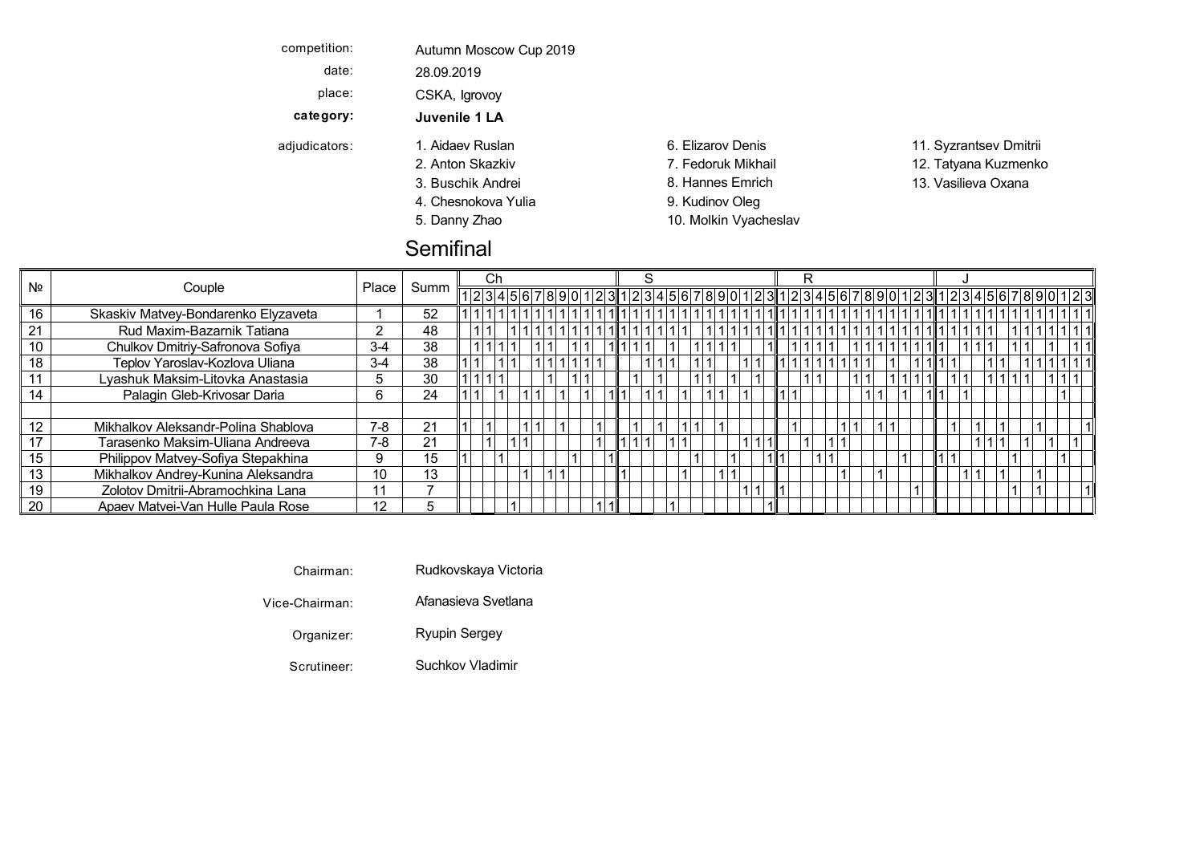competition: Autumn Moscow Cup 2019

date: 28.09.2019

place: CSKA, Igrovoy

**category:** **Juvenile 1 LA**

adjudicators:

1. Aidaev Ruslan
2. Anton Skazkiv
3. Buschik Andrei
4. Chesnokova Yulia
5. Danny Zhao
6. Elizarov Denis
7. Fedoruk Mikhail
8. Hannes Emrich
9. Kudinov Oleg
10. Molkin Vyacheslav
11. Syzrantsev Dmitrii
12. Tatyana Kuzmenko
13. Vasilieva Oxana

## Semifinal

| № | Couple | Place | Summ | Ch | | | | | | | | | | | | | S | | | | | | | | | | | | | R | | | | | | | | | | | | | J | | | | | | | | | | | | |
|---|---|---|---|---|---|---|---|---|---|---|---|---|---|---|---|---|---|---|---|---|---|---|---|---|---|---|---|---|---|---|---|---|---|---|---|---|---|---|---|---|---|---|---|---|---|---|---|---|---|---|---|---|---|---|---|
| | | | | 1 | 2 | 3 | 4 | 5 | 6 | 7 | 8 | 9 | 0 | 1 | 2 | 3 | 1 | 2 | 3 | 4 | 5 | 6 | 7 | 8 | 9 | 0 | 1 | 2 | 3 | 1 | 2 | 3 | 4 | 5 | 6 | 7 | 8 | 9 | 0 | 1 | 2 | 3 | 1 | 2 | 3 | 4 | 5 | 6 | 7 | 8 | 9 | 0 | 1 | 2 | 3 |
| 16 | Skaskiv Matvey-Bondarenko Elyzaveta | 1 | 52 | 1 | 1 | 1 | 1 | 1 | 1 | 1 | 1 | 1 | 1 | 1 | 1 | 1 | 1 | 1 | 1 | 1 | 1 | 1 | 1 | 1 | 1 | 1 | 1 | 1 | 1 | 1 | 1 | 1 | 1 | 1 | 1 | 1 | 1 | 1 | 1 | 1 | 1 | 1 | 1 | 1 | 1 | 1 | 1 | 1 | 1 | 1 | 1 | 1 | 1 | 1 | 1 |
| 21 | Rud Maxim-Bazarnik Tatiana | 2 | 48 | | 1 | 1 | | 1 | 1 | 1 | 1 | 1 | 1 | 1 | 1 | 1 | 1 | 1 | 1 | 1 | 1 | 1 | | 1 | 1 | 1 | 1 | 1 | 1 | 1 | 1 | 1 | 1 | 1 | 1 | 1 | 1 | 1 | 1 | 1 | 1 | 1 | 1 | 1 | 1 | 1 | 1 | 1 | | 1 | 1 | 1 | 1 | 1 | 1 |
| 10 | Chulkov Dmitriy-Safronova Sofiya | 3-4 | 38 | | 1 | 1 | 1 | 1 | | 1 | 1 | | 1 | 1 | | 1 | 1 | 1 | 1 | | 1 | | 1 | 1 | 1 | 1 | | | 1 | | 1 | 1 | 1 | 1 | | 1 | 1 | 1 | 1 | 1 | 1 | 1 | 1 | | 1 | 1 | 1 | | 1 | 1 | | 1 | | 1 | 1 |
| 18 | Teplov Yaroslav-Kozlova Uliana | 3-4 | 38 | 1 | 1 | | | 1 | 1 | | 1 | 1 | 1 | 1 | 1 | 1 | | | 1 | 1 | 1 | | 1 | 1 | | | 1 | 1 | | 1 | 1 | 1 | 1 | 1 | 1 | 1 | 1 | 1 | | 1 | | 1 | 1 | 1 | 1 | | | | 1 | 1 | | 1 | 1 | 1 | 1 | 1 | 1 |
| 11 | Lyashuk Maksim-Litovka Anastasia | 5 | 30 | 1 | 1 | 1 | 1 | | | | | 1 | | 1 | 1 | | | 1 | | 1 | | | 1 | 1 | | 1 | | 1 | | | | 1 | 1 | | | 1 | 1 | | 1 | 1 | 1 | 1 | | 1 | 1 | | 1 | 1 | 1 | 1 | | 1 | 1 | 1 | |
| 14 | Palagin Gleb-Krivosar Daria | 6 | 24 | 1 | 1 | | 1 | | 1 | 1 | | 1 | | 1 | 1 | 1 | | | 1 | 1 | | 1 | | 1 | 1 | | 1 | | | 1 | 1 | | | | | | 1 | 1 | | 1 | | 1 | 1 | | 1 | | | | | | | | 1 | | |
| | | | | | | | | | | | | | | | | | | | | | | | | | | | | | | | | | | | | | | | | | | | | | | | | | | | | | | | |
| 12 | Mikhalkov Aleksandr-Polina Shablova | 7-8 | 21 | 1 | | 1 | | | 1 | 1 | | 1 | | | 1 | | | 1 | | 1 | | 1 | 1 | | 1 | | | | | | 1 | | | | 1 | 1 | | 1 | 1 | | | | | 1 | | 1 | | 1 | | | 1 | | | | 1 |
| 17 | Tarasenko Maksim-Uliana Andreeva | 7-8 | 21 | | | 1 | | 1 | 1 | | | | | | 1 | | 1 | 1 | 1 | | 1 | 1 | | | | | 1 | 1 | 1 | | | 1 | | 1 | 1 | | | | | | | | | | | 1 | 1 | 1 | | 1 | | 1 | | 1 | |
| 15 | Philippov Matvey-Sofiya Stepakhina | 9 | 15 | 1 | | | 1 | | | | | | 1 | | | 1 | | | | | | | 1 | | | 1 | | | 1 | 1 | | | 1 | 1 | | | | | | 1 | | | 1 | 1 | | | | | 1 | | | | 1 | | |
| 13 | Mikhalkov Andrey-Kunina Aleksandra | 10 | 13 | | | | | | 1 | | 1 | 1 | | | | | 1 | | | | | 1 | | | 1 | 1 | | | | | | | | | 1 | | | 1 | | | | | | | 1 | 1 | | 1 | | | 1 | | | | |
| 19 | Zolotov Dmitrii-Abramochkina Lana | 11 | 7 | | | | | | | | | | | | | | | | | | | | | | | | 1 | 1 | | 1 | | | | | | | | | | | 1 | | | | | | | | 1 | | 1 | | | | 1 |
| 20 | Apaev Matvei-Van Hulle Paula Rose | 12 | 5 | | | | | 1 | | | | | | | 1 | 1 | | | | | 1 | | | | | | | | 1 | | | | | | | | | | | | | | | | | | | | | | | | | | |

Chairman: Rudkovskaya Victoria

Vice-Chairman: Afanasieva Svetlana

Organizer: Ryupin Sergey

Scrutineer: Suchkov Vladimir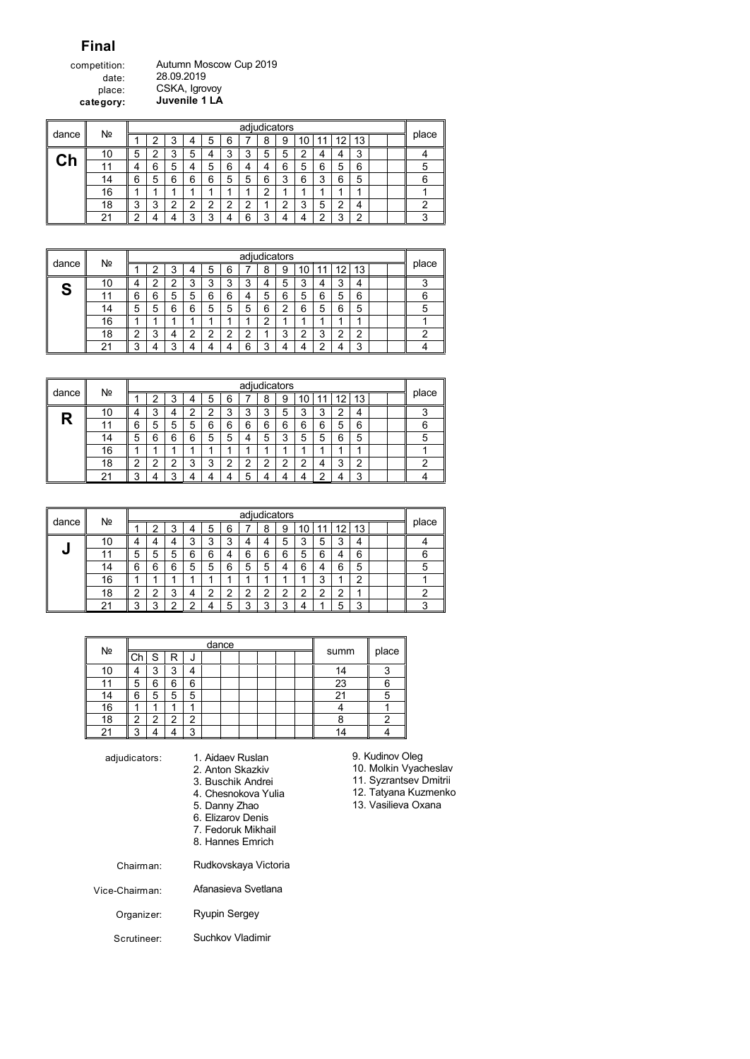## Final

competition: Autumn Moscow Cup 2019
date: 28.09.2019
place: CSKA, Igrovoy
**category:** **Juvenile 1 LA**

| dance | № | adjudicators | | | | | | | | | | | | | | | place |
|---|---|---|---|---|---|---|---|---|---|---|---|---|---|---|---|---|---|
| | | 1 | 2 | 3 | 4 | 5 | 6 | 7 | 8 | 9 | 10 | 11 | 12 | 13 | | | |
| **Ch** | 10 | 5 | 2 | 3 | 5 | 4 | 3 | 3 | 5 | 5 | 2 | 4 | 4 | 3 | | | 4 |
| | 11 | 4 | 6 | 5 | 4 | 5 | 6 | 4 | 4 | 6 | 5 | 6 | 5 | 6 | | | 5 |
| | 14 | 6 | 5 | 6 | 6 | 6 | 5 | 5 | 6 | 3 | 6 | 3 | 6 | 5 | | | 6 |
| | 16 | 1 | 1 | 1 | 1 | 1 | 1 | 1 | 2 | 1 | 1 | 1 | 1 | 1 | | | 1 |
| | 18 | 3 | 3 | 2 | 2 | 2 | 2 | 2 | 1 | 2 | 3 | 5 | 2 | 4 | | | 2 |
| | 21 | 2 | 4 | 4 | 3 | 3 | 4 | 6 | 3 | 4 | 4 | 2 | 3 | 2 | | | 3 |

| dance | № | adjudicators | | | | | | | | | | | | | | | place |
|---|---|---|---|---|---|---|---|---|---|---|---|---|---|---|---|---|---|
| | | 1 | 2 | 3 | 4 | 5 | 6 | 7 | 8 | 9 | 10 | 11 | 12 | 13 | | | |
| **S** | 10 | 4 | 2 | 2 | 3 | 3 | 3 | 3 | 4 | 5 | 3 | 4 | 3 | 4 | | | 3 |
| | 11 | 6 | 6 | 5 | 5 | 6 | 6 | 4 | 5 | 6 | 5 | 6 | 5 | 6 | | | 6 |
| | 14 | 5 | 5 | 6 | 6 | 5 | 5 | 5 | 6 | 2 | 6 | 5 | 6 | 5 | | | 5 |
| | 16 | 1 | 1 | 1 | 1 | 1 | 1 | 1 | 2 | 1 | 1 | 1 | 1 | 1 | | | 1 |
| | 18 | 2 | 3 | 4 | 2 | 2 | 2 | 2 | 1 | 3 | 2 | 3 | 2 | 2 | | | 2 |
| | 21 | 3 | 4 | 3 | 4 | 4 | 4 | 6 | 3 | 4 | 4 | 2 | 4 | 3 | | | 4 |

| dance | № | adjudicators | | | | | | | | | | | | | | | place |
|---|---|---|---|---|---|---|---|---|---|---|---|---|---|---|---|---|---|
| | | 1 | 2 | 3 | 4 | 5 | 6 | 7 | 8 | 9 | 10 | 11 | 12 | 13 | | | |
| **R** | 10 | 4 | 3 | 4 | 2 | 2 | 3 | 3 | 3 | 5 | 3 | 3 | 2 | 4 | | | 3 |
| | 11 | 6 | 5 | 5 | 5 | 6 | 6 | 6 | 6 | 6 | 6 | 6 | 5 | 6 | | | 6 |
| | 14 | 5 | 6 | 6 | 6 | 5 | 5 | 4 | 5 | 3 | 5 | 5 | 6 | 5 | | | 5 |
| | 16 | 1 | 1 | 1 | 1 | 1 | 1 | 1 | 1 | 1 | 1 | 1 | 1 | 1 | | | 1 |
| | 18 | 2 | 2 | 2 | 3 | 3 | 2 | 2 | 2 | 2 | 2 | 4 | 3 | 2 | | | 2 |
| | 21 | 3 | 4 | 3 | 4 | 4 | 4 | 5 | 4 | 4 | 4 | 2 | 4 | 3 | | | 4 |

| dance | № | adjudicators | | | | | | | | | | | | | | | place |
|---|---|---|---|---|---|---|---|---|---|---|---|---|---|---|---|---|---|
| | | 1 | 2 | 3 | 4 | 5 | 6 | 7 | 8 | 9 | 10 | 11 | 12 | 13 | | | |
| **J** | 10 | 4 | 4 | 4 | 3 | 3 | 3 | 4 | 4 | 5 | 3 | 5 | 3 | 4 | | | 4 |
| | 11 | 5 | 5 | 5 | 6 | 6 | 4 | 6 | 6 | 6 | 5 | 6 | 4 | 6 | | | 6 |
| | 14 | 6 | 6 | 6 | 5 | 5 | 6 | 5 | 5 | 4 | 6 | 4 | 6 | 5 | | | 5 |
| | 16 | 1 | 1 | 1 | 1 | 1 | 1 | 1 | 1 | 1 | 1 | 3 | 1 | 2 | | | 1 |
| | 18 | 2 | 2 | 3 | 4 | 2 | 2 | 2 | 2 | 2 | 2 | 2 | 2 | 1 | | | 2 |
| | 21 | 3 | 3 | 2 | 2 | 4 | 5 | 3 | 3 | 3 | 4 | 1 | 5 | 3 | | | 3 |

| № | dance | | | | | | | | | | summ | place |
|---|---|---|---|---|---|---|---|---|---|---|---|---|
| | Ch | S | R | J | | | | | | | | |
| 10 | 4 | 3 | 3 | 4 | | | | | | | 14 | 3 |
| 11 | 5 | 6 | 6 | 6 | | | | | | | 23 | 6 |
| 14 | 6 | 5 | 5 | 5 | | | | | | | 21 | 5 |
| 16 | 1 | 1 | 1 | 1 | | | | | | | 4 | 1 |
| 18 | 2 | 2 | 2 | 2 | | | | | | | 8 | 2 |
| 21 | 3 | 4 | 4 | 3 | | | | | | | 14 | 4 |

adjudicators:
1. Aidaev Ruslan
2. Anton Skazkiv
3. Buschik Andrei
4. Chesnokova Yulia
5. Danny Zhao
6. Elizarov Denis
7. Fedoruk Mikhail
8. Hannes Emrich
9. Kudinov Oleg
10. Molkin Vyacheslav
11. Syzrantsev Dmitrii
12. Tatyana Kuzmenko
13. Vasilieva Oxana

Chairman: Rudkovskaya Victoria

Vice-Chairman: Afanasieva Svetlana

Organizer: Ryupin Sergey

Scrutineer: Suchkov Vladimir